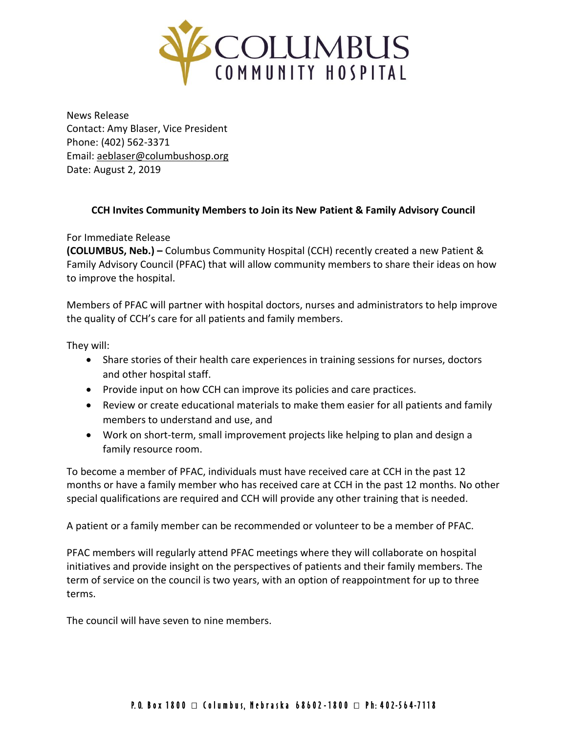# COLUMBUS COMMUNITY HOSPITAL

News Release
Contact: Amy Blaser, Vice President
Phone: (402) 562-3371
Email: aeblaser@columbushosp.org
Date: August 2, 2019

**CCH Invites Community Members to Join its New Patient & Family Advisory Council**

For Immediate Release
**(COLUMBUS, Neb.) –** Columbus Community Hospital (CCH) recently created a new Patient & Family Advisory Council (PFAC) that will allow community members to share their ideas on how to improve the hospital.

Members of PFAC will partner with hospital doctors, nurses and administrators to help improve the quality of CCH's care for all patients and family members.

They will:

- Share stories of their health care experiences in training sessions for nurses, doctors and other hospital staff.
- Provide input on how CCH can improve its policies and care practices.
- Review or create educational materials to make them easier for all patients and family members to understand and use, and
- Work on short-term, small improvement projects like helping to plan and design a family resource room.

To become a member of PFAC, individuals must have received care at CCH in the past 12 months or have a family member who has received care at CCH in the past 12 months. No other special qualifications are required and CCH will provide any other training that is needed.

A patient or a family member can be recommended or volunteer to be a member of PFAC.

PFAC members will regularly attend PFAC meetings where they will collaborate on hospital initiatives and provide insight on the perspectives of patients and their family members. The term of service on the council is two years, with an option of reappointment for up to three terms.

The council will have seven to nine members.

P.O. Box 1800 □ Columbus, Nebraska 68602-1800 □ Ph: 402-564-7118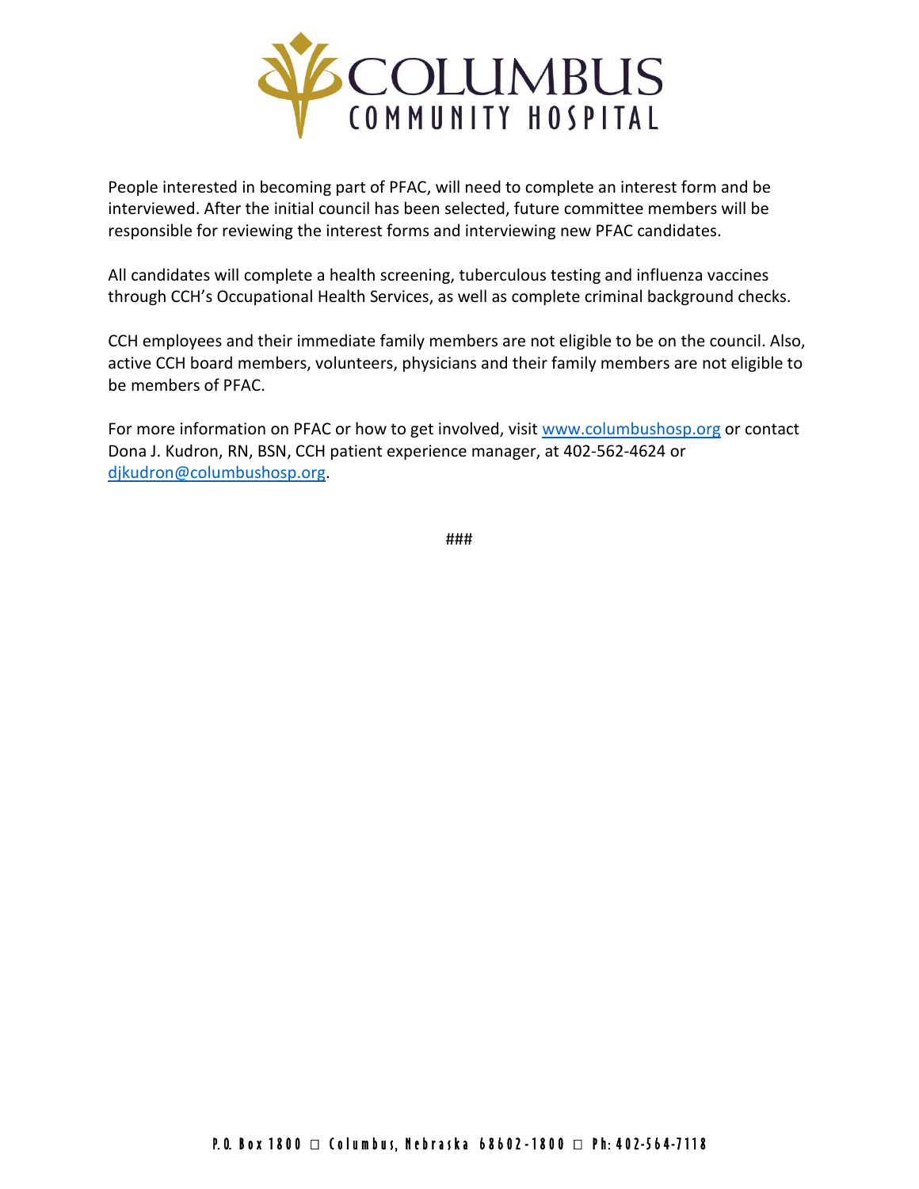People interested in becoming part of PFAC, will need to complete an interest form and be interviewed. After the initial council has been selected, future committee members will be responsible for reviewing the interest forms and interviewing new PFAC candidates.

All candidates will complete a health screening, tuberculous testing and influenza vaccines through CCH's Occupational Health Services, as well as complete criminal background checks.

CCH employees and their immediate family members are not eligible to be on the council. Also, active CCH board members, volunteers, physicians and their family members are not eligible to be members of PFAC.

For more information on PFAC or how to get involved, visit [www.columbushosp.org](http://www.columbushosp.org) or contact Dona J. Kudron, RN, BSN, CCH patient experience manager, at 402-562-4624 or [djkudron@columbushosp.org](mailto:djkudron@columbushosp.org).

###